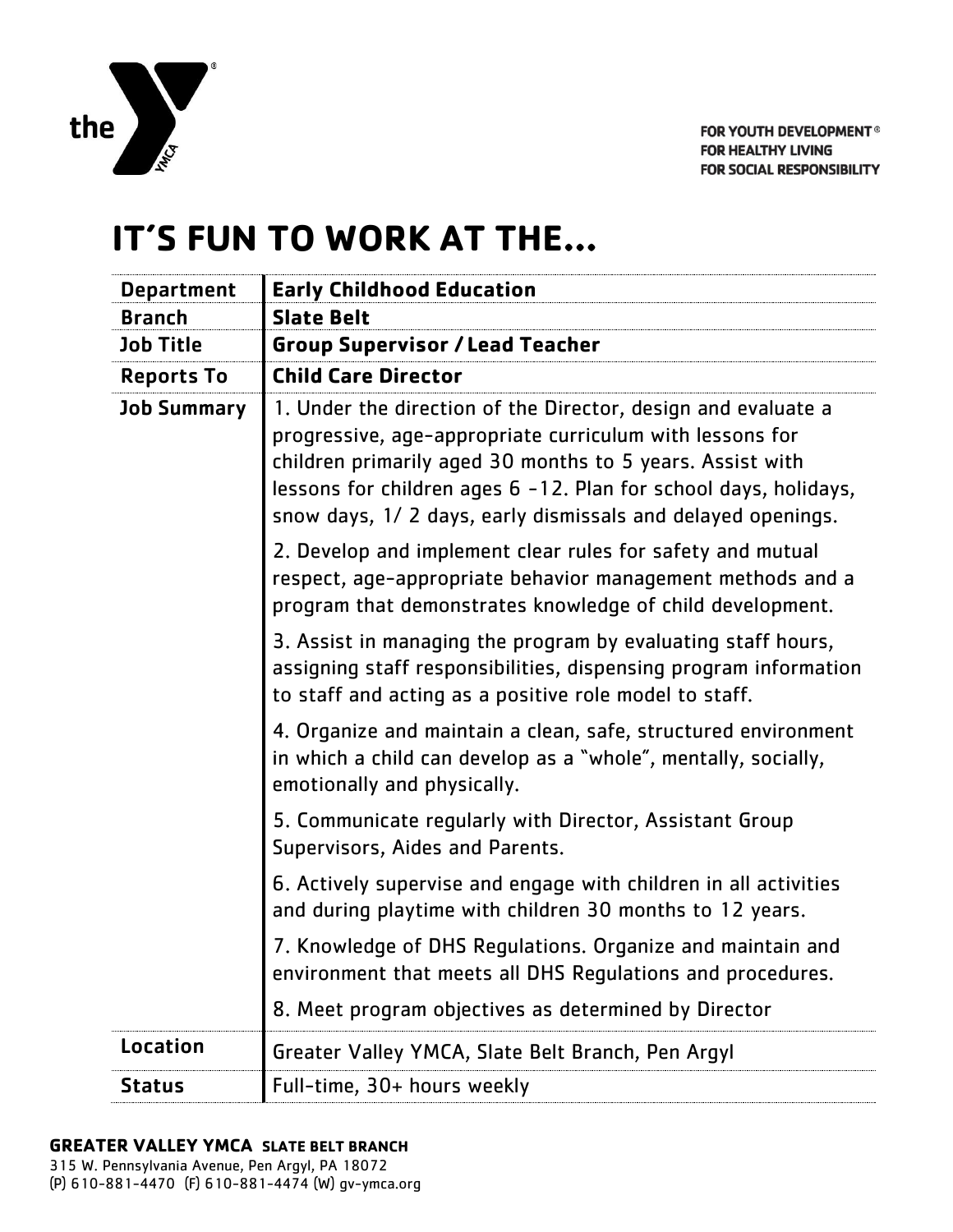the YMCA

FOR YOUTH DEVELOPMENT®
FOR HEALTHY LIVING
FOR SOCIAL RESPONSIBILITY

# IT'S FUN TO WORK AT THE...

| | |
|---|---|
| **Department** | **Early Childhood Education** |
| **Branch** | **Slate Belt** |
| **Job Title** | **Group Supervisor / Lead Teacher** |
| **Reports To** | **Child Care Director** |
| **Job Summary** | 1. Under the direction of the Director, design and evaluate a progressive, age-appropriate curriculum with lessons for children primarily aged 30 months to 5 years. Assist with lessons for children ages 6 -12. Plan for school days, holidays, snow days, 1/ 2 days, early dismissals and delayed openings.<br><br>2. Develop and implement clear rules for safety and mutual respect, age-appropriate behavior management methods and a program that demonstrates knowledge of child development.<br><br>3. Assist in managing the program by evaluating staff hours, assigning staff responsibilities, dispensing program information to staff and acting as a positive role model to staff.<br><br>4. Organize and maintain a clean, safe, structured environment in which a child can develop as a "whole", mentally, socially, emotionally and physically.<br><br>5. Communicate regularly with Director, Assistant Group Supervisors, Aides and Parents.<br><br>6. Actively supervise and engage with children in all activities and during playtime with children 30 months to 12 years.<br><br>7. Knowledge of DHS Regulations. Organize and maintain and environment that meets all DHS Regulations and procedures.<br><br>8. Meet program objectives as determined by Director |
| **Location** | Greater Valley YMCA, Slate Belt Branch, Pen Argyl |
| **Status** | Full-time, 30+ hours weekly |

**GREATER VALLEY YMCA SLATE BELT BRANCH**
315 W. Pennsylvania Avenue, Pen Argyl, PA 18072
(P) 610-881-4470 (F) 610-881-4474 (W) gv-ymca.org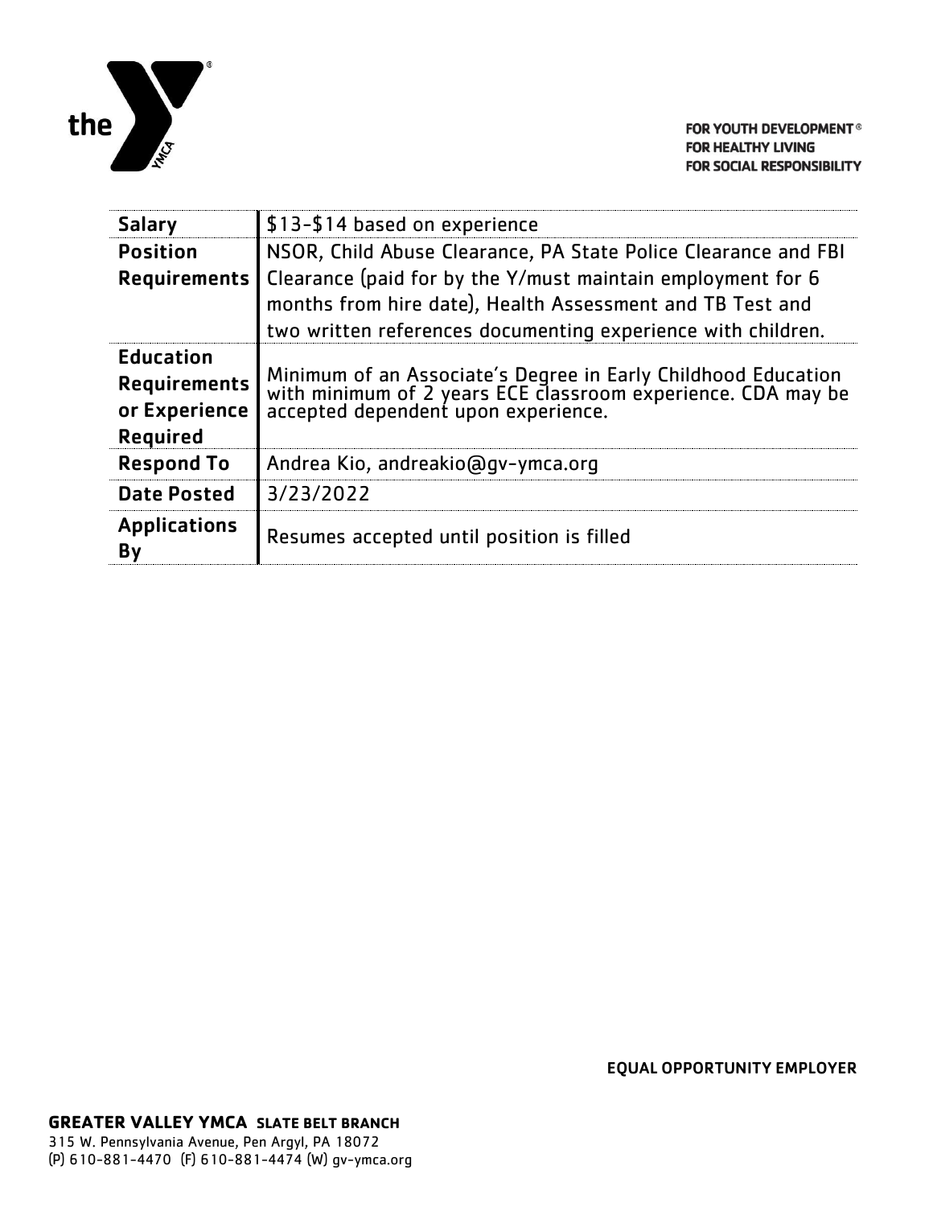FOR YOUTH DEVELOPMENT®
FOR HEALTHY LIVING
FOR SOCIAL RESPONSIBILITY

| | |
|---|---|
| **Salary** | $13-$14 based on experience |
| **Position Requirements** | NSOR, Child Abuse Clearance, PA State Police Clearance and FBI Clearance (paid for by the Y/must maintain employment for 6 months from hire date), Health Assessment and TB Test and two written references documenting experience with children. |
| **Education Requirements or Experience Required** | Minimum of an Associate's Degree in Early Childhood Education with minimum of 2 years ECE classroom experience. CDA may be accepted dependent upon experience. |
| **Respond To** | Andrea Kio, andreakio@gv-ymca.org |
| **Date Posted** | 3/23/2022 |
| **Applications By** | Resumes accepted until position is filled |

EQUAL OPPORTUNITY EMPLOYER

**GREATER VALLEY YMCA SLATE BELT BRANCH**
315 W. Pennsylvania Avenue, Pen Argyl, PA 18072
(P) 610-881-4470 (F) 610-881-4474 (W) gv-ymca.org